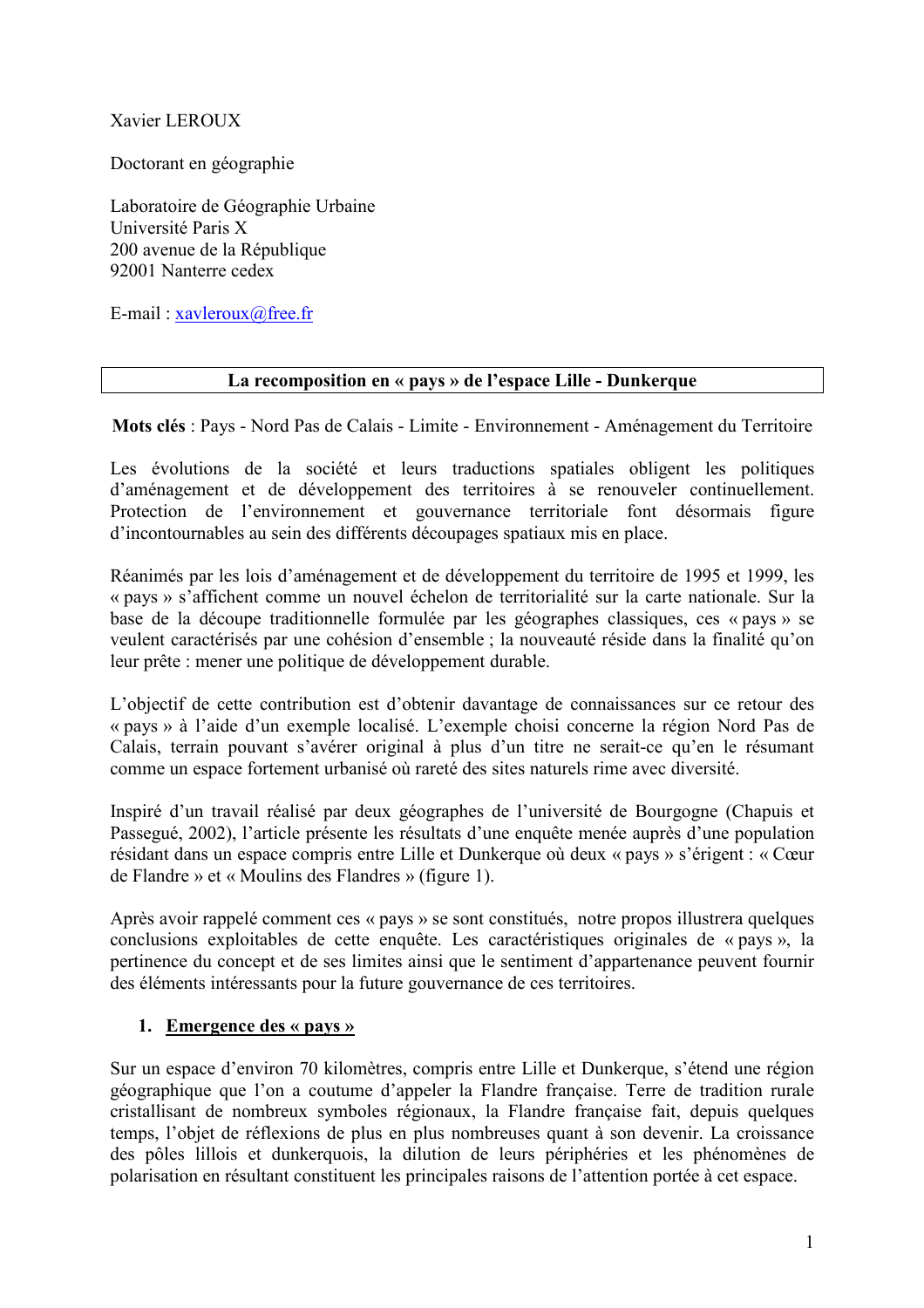Xavier LEROUX

Doctorant en géographie

Laboratoire de Géographie Urbaine
Université Paris X
200 avenue de la République
92001 Nanterre cedex

E-mail : xavleroux@free.fr

# La recomposition en « pays » de l'espace Lille - Dunkerque

**Mots clés** : Pays - Nord Pas de Calais - Limite - Environnement - Aménagement du Territoire

Les évolutions de la société et leurs traductions spatiales obligent les politiques d'aménagement et de développement des territoires à se renouveler continuellement. Protection de l'environnement et gouvernance territoriale font désormais figure d'incontournables au sein des différents découpages spatiaux mis en place.

Réanimés par les lois d'aménagement et de développement du territoire de 1995 et 1999, les « pays » s'affichent comme un nouvel échelon de territorialité sur la carte nationale. Sur la base de la découpe traditionnelle formulée par les géographes classiques, ces « pays » se veulent caractérisés par une cohésion d'ensemble ; la nouveauté réside dans la finalité qu'on leur prête : mener une politique de développement durable.

L'objectif de cette contribution est d'obtenir davantage de connaissances sur ce retour des « pays » à l'aide d'un exemple localisé. L'exemple choisi concerne la région Nord Pas de Calais, terrain pouvant s'avérer original à plus d'un titre ne serait-ce qu'en le résumant comme un espace fortement urbanisé où rareté des sites naturels rime avec diversité.

Inspiré d'un travail réalisé par deux géographes de l'université de Bourgogne (Chapuis et Passegué, 2002), l'article présente les résultats d'une enquête menée auprès d'une population résidant dans un espace compris entre Lille et Dunkerque où deux « pays » s'érigent : « Cœur de Flandre » et « Moulins des Flandres » (figure 1).

Après avoir rappelé comment ces « pays » se sont constitués, notre propos illustrera quelques conclusions exploitables de cette enquête. Les caractéristiques originales de « pays », la pertinence du concept et de ses limites ainsi que le sentiment d'appartenance peuvent fournir des éléments intéressants pour la future gouvernance de ces territoires.

## 1. Emergence des « pays »

Sur un espace d'environ 70 kilomètres, compris entre Lille et Dunkerque, s'étend une région géographique que l'on a coutume d'appeler la Flandre française. Terre de tradition rurale cristallisant de nombreux symboles régionaux, la Flandre française fait, depuis quelques temps, l'objet de réflexions de plus en plus nombreuses quant à son devenir. La croissance des pôles lillois et dunkerquois, la dilution de leurs périphéries et les phénomènes de polarisation en résultant constituent les principales raisons de l'attention portée à cet espace.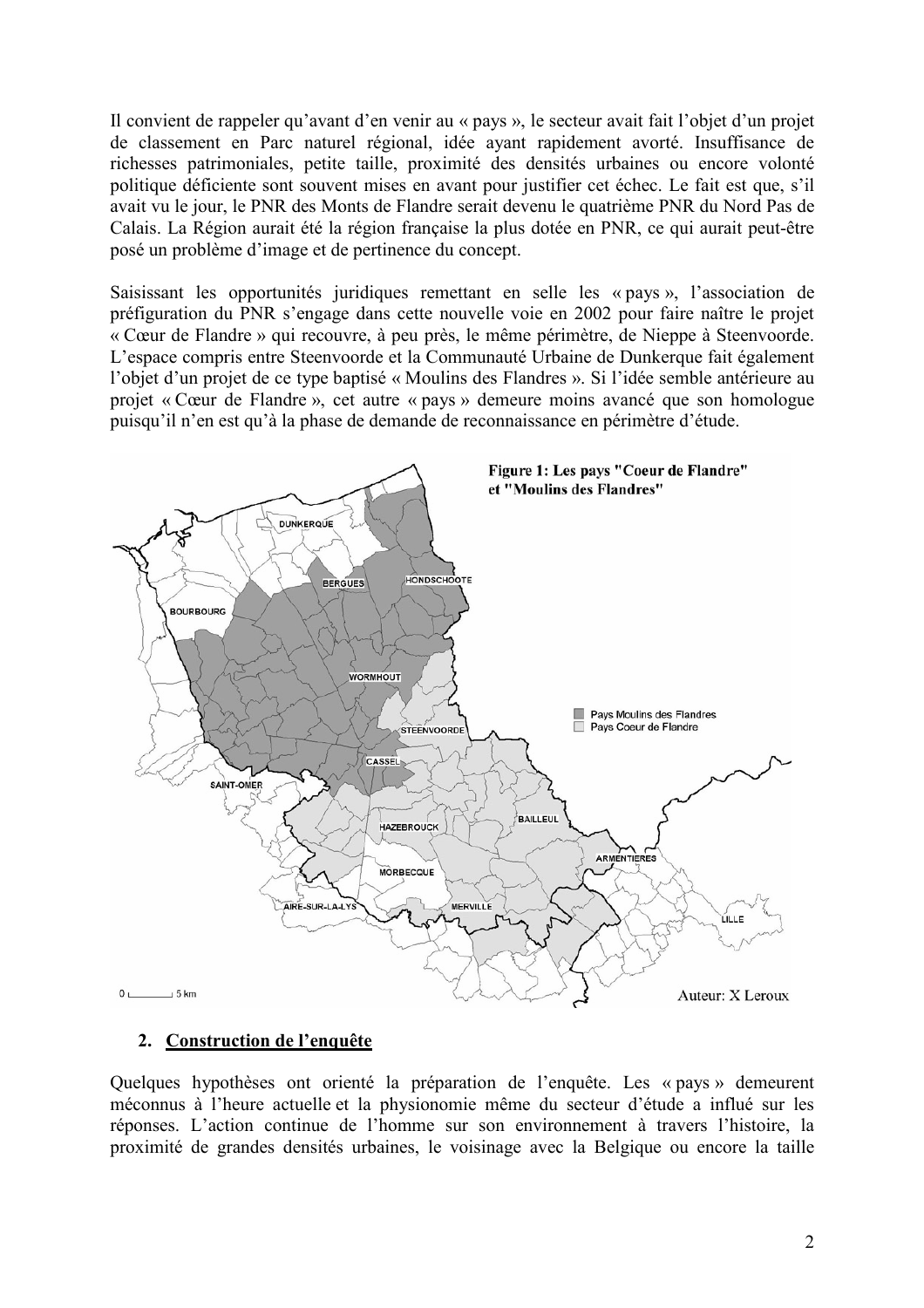Il convient de rappeler qu'avant d'en venir au « pays », le secteur avait fait l'objet d'un projet de classement en Parc naturel régional, idée ayant rapidement avorté. Insuffisance de richesses patrimoniales, petite taille, proximité des densités urbaines ou encore volonté politique déficiente sont souvent mises en avant pour justifier cet échec. Le fait est que, s'il avait vu le jour, le PNR des Monts de Flandre serait devenu le quatrième PNR du Nord Pas de Calais. La Région aurait été la région française la plus dotée en PNR, ce qui aurait peut-être posé un problème d'image et de pertinence du concept.

Saisissant les opportunités juridiques remettant en selle les « pays », l'association de préfiguration du PNR s'engage dans cette nouvelle voie en 2002 pour faire naître le projet « Cœur de Flandre » qui recouvre, à peu près, le même périmètre, de Nieppe à Steenvoorde. L'espace compris entre Steenvoorde et la Communauté Urbaine de Dunkerque fait également l'objet d'un projet de ce type baptisé « Moulins des Flandres ». Si l'idée semble antérieure au projet « Cœur de Flandre », cet autre « pays » demeure moins avancé que son homologue puisqu'il n'en est qu'à la phase de demande de reconnaissance en périmètre d'étude.

Figure 1: Les pays "Coeur de Flandre" et "Moulins des Flandres"

Auteur: X Leroux

## 2. Construction de l'enquête

Quelques hypothèses ont orienté la préparation de l'enquête. Les « pays » demeurent méconnus à l'heure actuelle et la physionomie même du secteur d'étude a influé sur les réponses. L'action continue de l'homme sur son environnement à travers l'histoire, la proximité de grandes densités urbaines, le voisinage avec la Belgique ou encore la taille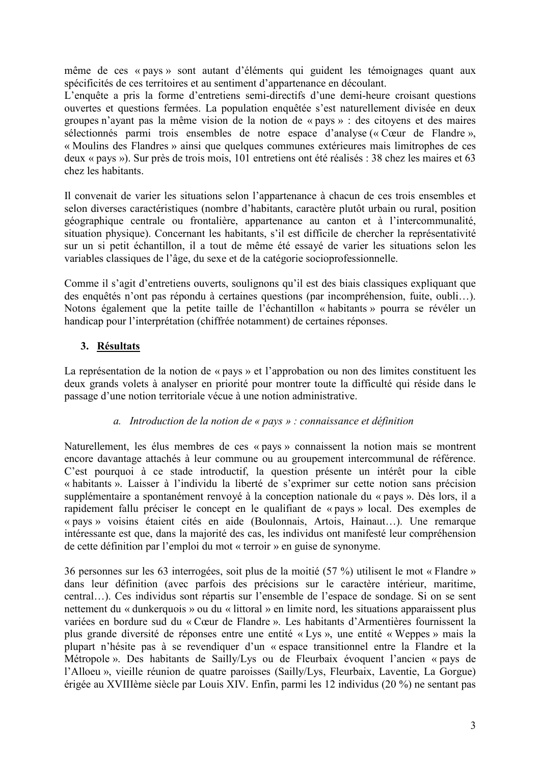même de ces « pays » sont autant d'éléments qui guident les témoignages quant aux spécificités de ces territoires et au sentiment d'appartenance en découlant.
L'enquête a pris la forme d'entretiens semi-directifs d'une demi-heure croisant questions ouvertes et questions fermées. La population enquêtée s'est naturellement divisée en deux groupes n'ayant pas la même vision de la notion de « pays » : des citoyens et des maires sélectionnés parmi trois ensembles de notre espace d'analyse (« Cœur de Flandre », « Moulins des Flandres » ainsi que quelques communes extérieures mais limitrophes de ces deux « pays »). Sur près de trois mois, 101 entretiens ont été réalisés : 38 chez les maires et 63 chez les habitants.

Il convenait de varier les situations selon l'appartenance à chacun de ces trois ensembles et selon diverses caractéristiques (nombre d'habitants, caractère plutôt urbain ou rural, position géographique centrale ou frontalière, appartenance au canton et à l'intercommunalité, situation physique). Concernant les habitants, s'il est difficile de chercher la représentativité sur un si petit échantillon, il a tout de même été essayé de varier les situations selon les variables classiques de l'âge, du sexe et de la catégorie socioprofessionnelle.

Comme il s'agit d'entretiens ouverts, soulignons qu'il est des biais classiques expliquant que des enquêtés n'ont pas répondu à certaines questions (par incompréhension, fuite, oubli…). Notons également que la petite taille de l'échantillon « habitants » pourra se révéler un handicap pour l'interprétation (chiffrée notamment) de certaines réponses.

## 3. Résultats

La représentation de la notion de « pays » et l'approbation ou non des limites constituent les deux grands volets à analyser en priorité pour montrer toute la difficulté qui réside dans le passage d'une notion territoriale vécue à une notion administrative.

### *a. Introduction de la notion de « pays » : connaissance et définition*

Naturellement, les élus membres de ces « pays » connaissent la notion mais se montrent encore davantage attachés à leur commune ou au groupement intercommunal de référence. C'est pourquoi à ce stade introductif, la question présente un intérêt pour la cible « habitants ». Laisser à l'individu la liberté de s'exprimer sur cette notion sans précision supplémentaire a spontanément renvoyé à la conception nationale du « pays ». Dès lors, il a rapidement fallu préciser le concept en le qualifiant de « pays » local. Des exemples de « pays » voisins étaient cités en aide (Boulonnais, Artois, Hainaut…). Une remarque intéressante est que, dans la majorité des cas, les individus ont manifesté leur compréhension de cette définition par l'emploi du mot « terroir » en guise de synonyme.

36 personnes sur les 63 interrogées, soit plus de la moitié (57 %) utilisent le mot « Flandre » dans leur définition (avec parfois des précisions sur le caractère intérieur, maritime, central…). Ces individus sont répartis sur l'ensemble de l'espace de sondage. Si on se sent nettement du « dunkerquois » ou du « littoral » en limite nord, les situations apparaissent plus variées en bordure sud du « Cœur de Flandre ». Les habitants d'Armentières fournissent la plus grande diversité de réponses entre une entité « Lys », une entité « Weppes » mais la plupart n'hésite pas à se revendiquer d'un « espace transitionnel entre la Flandre et la Métropole ». Des habitants de Sailly/Lys ou de Fleurbaix évoquent l'ancien « pays de l'Alloeu », vieille réunion de quatre paroisses (Sailly/Lys, Fleurbaix, Laventie, La Gorgue) érigée au XVIIIème siècle par Louis XIV. Enfin, parmi les 12 individus (20 %) ne sentant pas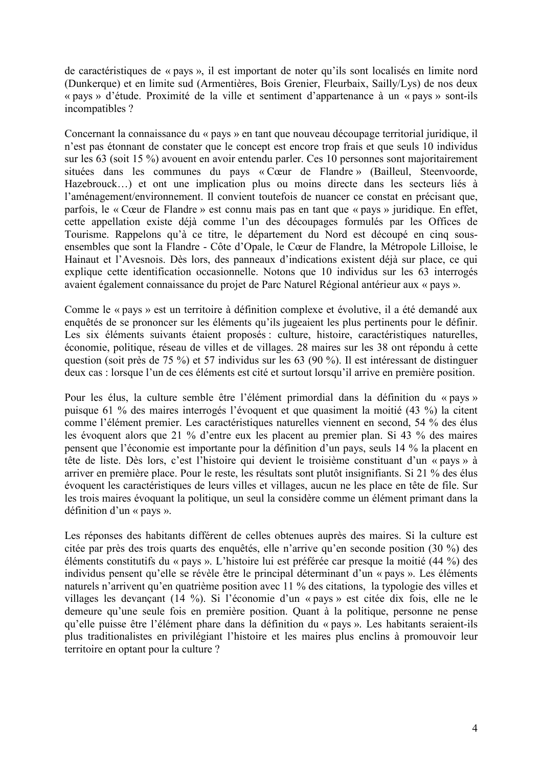de caractéristiques de « pays », il est important de noter qu'ils sont localisés en limite nord (Dunkerque) et en limite sud (Armentières, Bois Grenier, Fleurbaix, Sailly/Lys) de nos deux « pays » d'étude. Proximité de la ville et sentiment d'appartenance à un « pays » sont-ils incompatibles ?

Concernant la connaissance du « pays » en tant que nouveau découpage territorial juridique, il n'est pas étonnant de constater que le concept est encore trop frais et que seuls 10 individus sur les 63 (soit 15 %) avouent en avoir entendu parler. Ces 10 personnes sont majoritairement situées dans les communes du pays « Cœur de Flandre » (Bailleul, Steenvoorde, Hazebrouck…) et ont une implication plus ou moins directe dans les secteurs liés à l'aménagement/environnement. Il convient toutefois de nuancer ce constat en précisant que, parfois, le « Cœur de Flandre » est connu mais pas en tant que « pays » juridique. En effet, cette appellation existe déjà comme l'un des découpages formulés par les Offices de Tourisme. Rappelons qu'à ce titre, le département du Nord est découpé en cinq sous-ensembles que sont la Flandre - Côte d'Opale, le Cœur de Flandre, la Métropole Lilloise, le Hainaut et l'Avesnois. Dès lors, des panneaux d'indications existent déjà sur place, ce qui explique cette identification occasionnelle. Notons que 10 individus sur les 63 interrogés avaient également connaissance du projet de Parc Naturel Régional antérieur aux « pays ».

Comme le « pays » est un territoire à définition complexe et évolutive, il a été demandé aux enquêtés de se prononcer sur les éléments qu'ils jugeaient les plus pertinents pour le définir. Les six éléments suivants étaient proposés : culture, histoire, caractéristiques naturelles, économie, politique, réseau de villes et de villages. 28 maires sur les 38 ont répondu à cette question (soit près de 75 %) et 57 individus sur les 63 (90 %). Il est intéressant de distinguer deux cas : lorsque l'un de ces éléments est cité et surtout lorsqu'il arrive en première position.

Pour les élus, la culture semble être l'élément primordial dans la définition du « pays » puisque 61 % des maires interrogés l'évoquent et que quasiment la moitié (43 %) la citent comme l'élément premier. Les caractéristiques naturelles viennent en second, 54 % des élus les évoquent alors que 21 % d'entre eux les placent au premier plan. Si 43 % des maires pensent que l'économie est importante pour la définition d'un pays, seuls 14 % la placent en tête de liste. Dès lors, c'est l'histoire qui devient le troisième constituant d'un « pays » à arriver en première place. Pour le reste, les résultats sont plutôt insignifiants. Si 21 % des élus évoquent les caractéristiques de leurs villes et villages, aucun ne les place en tête de file. Sur les trois maires évoquant la politique, un seul la considère comme un élément primant dans la définition d'un « pays ».

Les réponses des habitants diffèrent de celles obtenues auprès des maires. Si la culture est citée par près des trois quarts des enquêtés, elle n'arrive qu'en seconde position (30 %) des éléments constitutifs du « pays ». L'histoire lui est préférée car presque la moitié (44 %) des individus pensent qu'elle se révèle être le principal déterminant d'un « pays ». Les éléments naturels n'arrivent qu'en quatrième position avec 11 % des citations, la typologie des villes et villages les devançant (14 %). Si l'économie d'un « pays » est citée dix fois, elle ne le demeure qu'une seule fois en première position. Quant à la politique, personne ne pense qu'elle puisse être l'élément phare dans la définition du « pays ». Les habitants seraient-ils plus traditionalistes en privilégiant l'histoire et les maires plus enclins à promouvoir leur territoire en optant pour la culture ?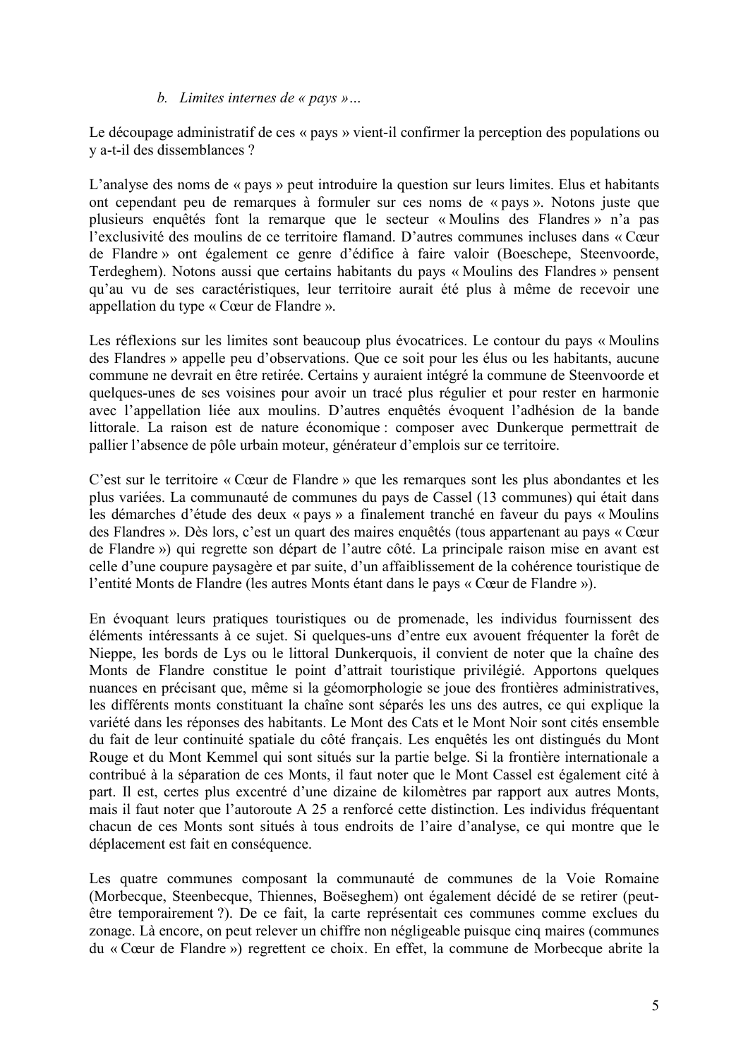### *b. Limites internes de « pays »…*

Le découpage administratif de ces « pays » vient-il confirmer la perception des populations ou y a-t-il des dissemblances ?

L'analyse des noms de « pays » peut introduire la question sur leurs limites. Elus et habitants ont cependant peu de remarques à formuler sur ces noms de « pays ». Notons juste que plusieurs enquêtés font la remarque que le secteur « Moulins des Flandres » n'a pas l'exclusivité des moulins de ce territoire flamand. D'autres communes incluses dans « Cœur de Flandre » ont également ce genre d'édifice à faire valoir (Boeschepe, Steenvoorde, Terdeghem). Notons aussi que certains habitants du pays « Moulins des Flandres » pensent qu'au vu de ses caractéristiques, leur territoire aurait été plus à même de recevoir une appellation du type « Cœur de Flandre ».

Les réflexions sur les limites sont beaucoup plus évocatrices. Le contour du pays « Moulins des Flandres » appelle peu d'observations. Que ce soit pour les élus ou les habitants, aucune commune ne devrait en être retirée. Certains y auraient intégré la commune de Steenvoorde et quelques-unes de ses voisines pour avoir un tracé plus régulier et pour rester en harmonie avec l'appellation liée aux moulins. D'autres enquêtés évoquent l'adhésion de la bande littorale. La raison est de nature économique : composer avec Dunkerque permettrait de pallier l'absence de pôle urbain moteur, générateur d'emplois sur ce territoire.

C'est sur le territoire « Cœur de Flandre » que les remarques sont les plus abondantes et les plus variées. La communauté de communes du pays de Cassel (13 communes) qui était dans les démarches d'étude des deux « pays » a finalement tranché en faveur du pays « Moulins des Flandres ». Dès lors, c'est un quart des maires enquêtés (tous appartenant au pays « Cœur de Flandre ») qui regrette son départ de l'autre côté. La principale raison mise en avant est celle d'une coupure paysagère et par suite, d'un affaiblissement de la cohérence touristique de l'entité Monts de Flandre (les autres Monts étant dans le pays « Cœur de Flandre »).

En évoquant leurs pratiques touristiques ou de promenade, les individus fournissent des éléments intéressants à ce sujet. Si quelques-uns d'entre eux avouent fréquenter la forêt de Nieppe, les bords de Lys ou le littoral Dunkerquois, il convient de noter que la chaîne des Monts de Flandre constitue le point d'attrait touristique privilégié. Apportons quelques nuances en précisant que, même si la géomorphologie se joue des frontières administratives, les différents monts constituant la chaîne sont séparés les uns des autres, ce qui explique la variété dans les réponses des habitants. Le Mont des Cats et le Mont Noir sont cités ensemble du fait de leur continuité spatiale du côté français. Les enquêtés les ont distingués du Mont Rouge et du Mont Kemmel qui sont situés sur la partie belge. Si la frontière internationale a contribué à la séparation de ces Monts, il faut noter que le Mont Cassel est également cité à part. Il est, certes plus excentré d'une dizaine de kilomètres par rapport aux autres Monts, mais il faut noter que l'autoroute A 25 a renforcé cette distinction. Les individus fréquentant chacun de ces Monts sont situés à tous endroits de l'aire d'analyse, ce qui montre que le déplacement est fait en conséquence.

Les quatre communes composant la communauté de communes de la Voie Romaine (Morbecque, Steenbecque, Thiennes, Boëseghem) ont également décidé de se retirer (peut-être temporairement ?). De ce fait, la carte représentait ces communes comme exclues du zonage. Là encore, on peut relever un chiffre non négligeable puisque cinq maires (communes du « Cœur de Flandre ») regrettent ce choix. En effet, la commune de Morbecque abrite la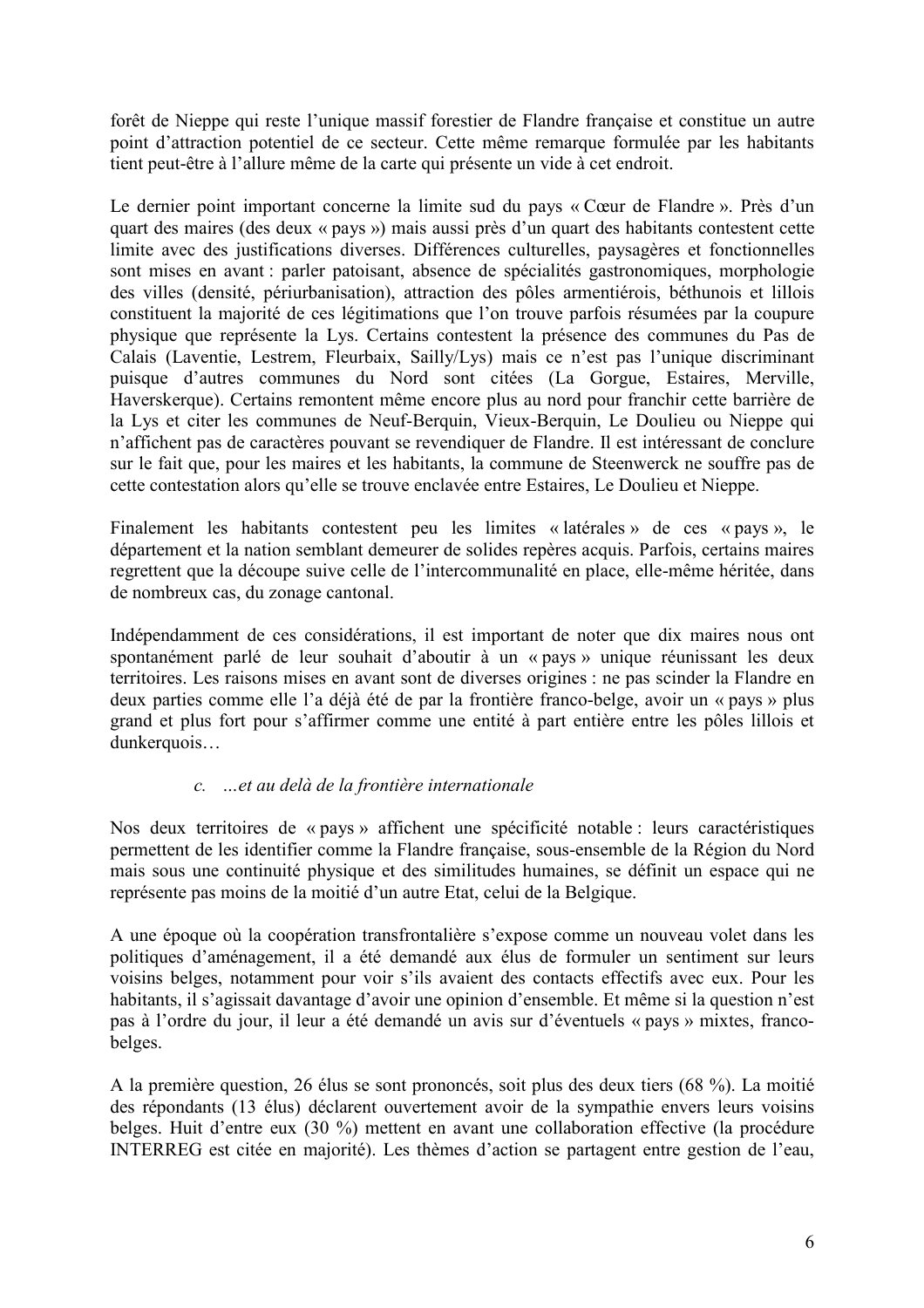forêt de Nieppe qui reste l'unique massif forestier de Flandre française et constitue un autre point d'attraction potentiel de ce secteur. Cette même remarque formulée par les habitants tient peut-être à l'allure même de la carte qui présente un vide à cet endroit.

Le dernier point important concerne la limite sud du pays « Cœur de Flandre ». Près d'un quart des maires (des deux « pays ») mais aussi près d'un quart des habitants contestent cette limite avec des justifications diverses. Différences culturelles, paysagères et fonctionnelles sont mises en avant : parler patoisant, absence de spécialités gastronomiques, morphologie des villes (densité, périurbanisation), attraction des pôles armentiérois, béthunois et lillois constituent la majorité de ces légitimations que l'on trouve parfois résumées par la coupure physique que représente la Lys. Certains contestent la présence des communes du Pas de Calais (Laventie, Lestrem, Fleurbaix, Sailly/Lys) mais ce n'est pas l'unique discriminant puisque d'autres communes du Nord sont citées (La Gorgue, Estaires, Merville, Haverskerque). Certains remontent même encore plus au nord pour franchir cette barrière de la Lys et citer les communes de Neuf-Berquin, Vieux-Berquin, Le Doulieu ou Nieppe qui n'affichent pas de caractères pouvant se revendiquer de Flandre. Il est intéressant de conclure sur le fait que, pour les maires et les habitants, la commune de Steenwerck ne souffre pas de cette contestation alors qu'elle se trouve enclavée entre Estaires, Le Doulieu et Nieppe.

Finalement les habitants contestent peu les limites « latérales » de ces « pays », le département et la nation semblant demeurer de solides repères acquis. Parfois, certains maires regrettent que la découpe suive celle de l'intercommunalité en place, elle-même héritée, dans de nombreux cas, du zonage cantonal.

Indépendamment de ces considérations, il est important de noter que dix maires nous ont spontanément parlé de leur souhait d'aboutir à un « pays » unique réunissant les deux territoires. Les raisons mises en avant sont de diverses origines : ne pas scinder la Flandre en deux parties comme elle l'a déjà été de par la frontière franco-belge, avoir un « pays » plus grand et plus fort pour s'affirmer comme une entité à part entière entre les pôles lillois et dunkerquois…

### *c. …et au delà de la frontière internationale*

Nos deux territoires de « pays » affichent une spécificité notable : leurs caractéristiques permettent de les identifier comme la Flandre française, sous-ensemble de la Région du Nord mais sous une continuité physique et des similitudes humaines, se définit un espace qui ne représente pas moins de la moitié d'un autre Etat, celui de la Belgique.

A une époque où la coopération transfrontalière s'expose comme un nouveau volet dans les politiques d'aménagement, il a été demandé aux élus de formuler un sentiment sur leurs voisins belges, notamment pour voir s'ils avaient des contacts effectifs avec eux. Pour les habitants, il s'agissait davantage d'avoir une opinion d'ensemble. Et même si la question n'est pas à l'ordre du jour, il leur a été demandé un avis sur d'éventuels « pays » mixtes, franco-belges.

A la première question, 26 élus se sont prononcés, soit plus des deux tiers (68 %). La moitié des répondants (13 élus) déclarent ouvertement avoir de la sympathie envers leurs voisins belges. Huit d'entre eux (30 %) mettent en avant une collaboration effective (la procédure INTERREG est citée en majorité). Les thèmes d'action se partagent entre gestion de l'eau,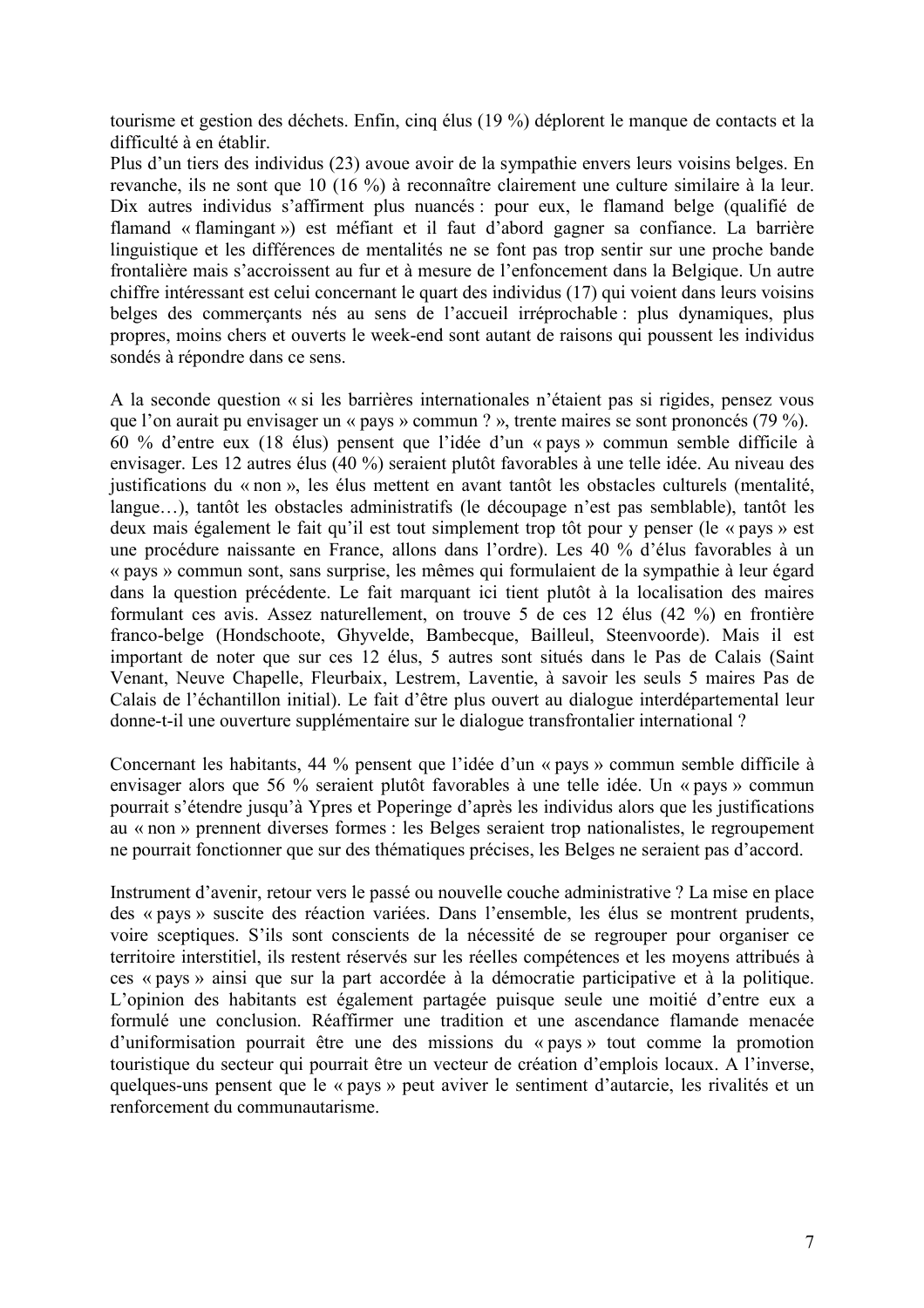tourisme et gestion des déchets. Enfin, cinq élus (19 %) déplorent le manque de contacts et la difficulté à en établir.
Plus d'un tiers des individus (23) avoue avoir de la sympathie envers leurs voisins belges. En revanche, ils ne sont que 10 (16 %) à reconnaître clairement une culture similaire à la leur. Dix autres individus s'affirment plus nuancés : pour eux, le flamand belge (qualifié de flamand « flamingant ») est méfiant et il faut d'abord gagner sa confiance. La barrière linguistique et les différences de mentalités ne se font pas trop sentir sur une proche bande frontalière mais s'accroissent au fur et à mesure de l'enfoncement dans la Belgique. Un autre chiffre intéressant est celui concernant le quart des individus (17) qui voient dans leurs voisins belges des commerçants nés au sens de l'accueil irréprochable : plus dynamiques, plus propres, moins chers et ouverts le week-end sont autant de raisons qui poussent les individus sondés à répondre dans ce sens.

A la seconde question « si les barrières internationales n'étaient pas si rigides, pensez vous que l'on aurait pu envisager un « pays » commun ? », trente maires se sont prononcés (79 %). 60 % d'entre eux (18 élus) pensent que l'idée d'un « pays » commun semble difficile à envisager. Les 12 autres élus (40 %) seraient plutôt favorables à une telle idée. Au niveau des justifications du « non », les élus mettent en avant tantôt les obstacles culturels (mentalité, langue…), tantôt les obstacles administratifs (le découpage n'est pas semblable), tantôt les deux mais également le fait qu'il est tout simplement trop tôt pour y penser (le « pays » est une procédure naissante en France, allons dans l'ordre). Les 40 % d'élus favorables à un « pays » commun sont, sans surprise, les mêmes qui formulaient de la sympathie à leur égard dans la question précédente. Le fait marquant ici tient plutôt à la localisation des maires formulant ces avis. Assez naturellement, on trouve 5 de ces 12 élus (42 %) en frontière franco-belge (Hondschoote, Ghyvelde, Bambecque, Bailleul, Steenvoorde). Mais il est important de noter que sur ces 12 élus, 5 autres sont situés dans le Pas de Calais (Saint Venant, Neuve Chapelle, Fleurbaix, Lestrem, Laventie, à savoir les seuls 5 maires Pas de Calais de l'échantillon initial). Le fait d'être plus ouvert au dialogue interdépartemental leur donne-t-il une ouverture supplémentaire sur le dialogue transfrontalier international ?

Concernant les habitants, 44 % pensent que l'idée d'un « pays » commun semble difficile à envisager alors que 56 % seraient plutôt favorables à une telle idée. Un « pays » commun pourrait s'étendre jusqu'à Ypres et Poperinge d'après les individus alors que les justifications au « non » prennent diverses formes : les Belges seraient trop nationalistes, le regroupement ne pourrait fonctionner que sur des thématiques précises, les Belges ne seraient pas d'accord.

Instrument d'avenir, retour vers le passé ou nouvelle couche administrative ? La mise en place des « pays » suscite des réaction variées. Dans l'ensemble, les élus se montrent prudents, voire sceptiques. S'ils sont conscients de la nécessité de se regrouper pour organiser ce territoire interstitiel, ils restent réservés sur les réelles compétences et les moyens attribués à ces « pays » ainsi que sur la part accordée à la démocratie participative et à la politique. L'opinion des habitants est également partagée puisque seule une moitié d'entre eux a formulé une conclusion. Réaffirmer une tradition et une ascendance flamande menacée d'uniformisation pourrait être une des missions du « pays » tout comme la promotion touristique du secteur qui pourrait être un vecteur de création d'emplois locaux. A l'inverse, quelques-uns pensent que le « pays » peut aviver le sentiment d'autarcie, les rivalités et un renforcement du communautarisme.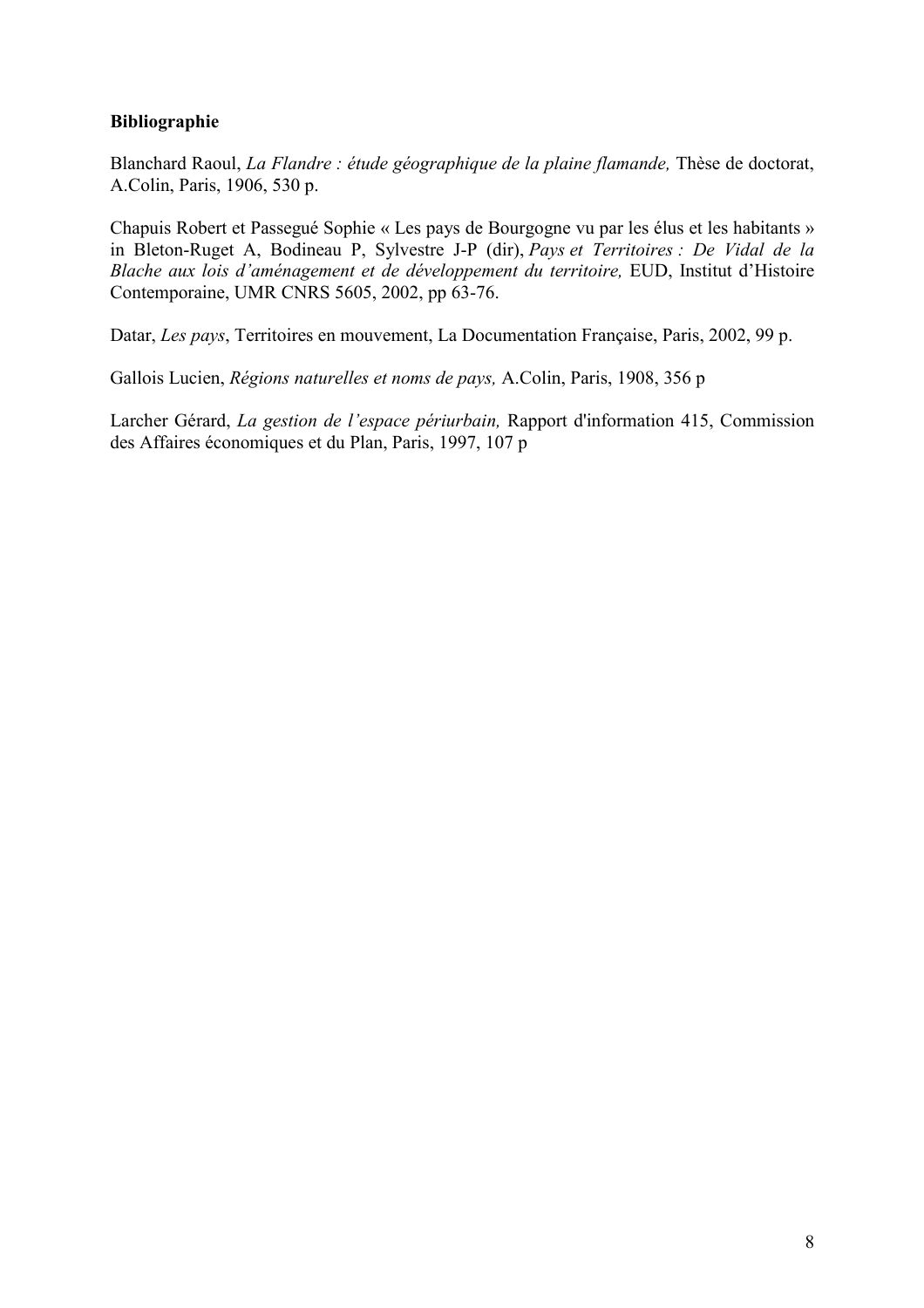**Bibliographie**

Blanchard Raoul, *La Flandre : étude géographique de la plaine flamande,* Thèse de doctorat, A.Colin, Paris, 1906, 530 p.

Chapuis Robert et Passegué Sophie « Les pays de Bourgogne vu par les élus et les habitants » in Bleton-Ruget A, Bodineau P, Sylvestre J-P (dir), *Pays et Territoires : De Vidal de la Blache aux lois d'aménagement et de développement du territoire,* EUD, Institut d'Histoire Contemporaine, UMR CNRS 5605, 2002, pp 63-76.

Datar, *Les pays*, Territoires en mouvement, La Documentation Française, Paris, 2002, 99 p.

Gallois Lucien, *Régions naturelles et noms de pays,* A.Colin, Paris, 1908, 356 p

Larcher Gérard, *La gestion de l'espace périurbain,* Rapport d'information 415, Commission des Affaires économiques et du Plan, Paris, 1997, 107 p